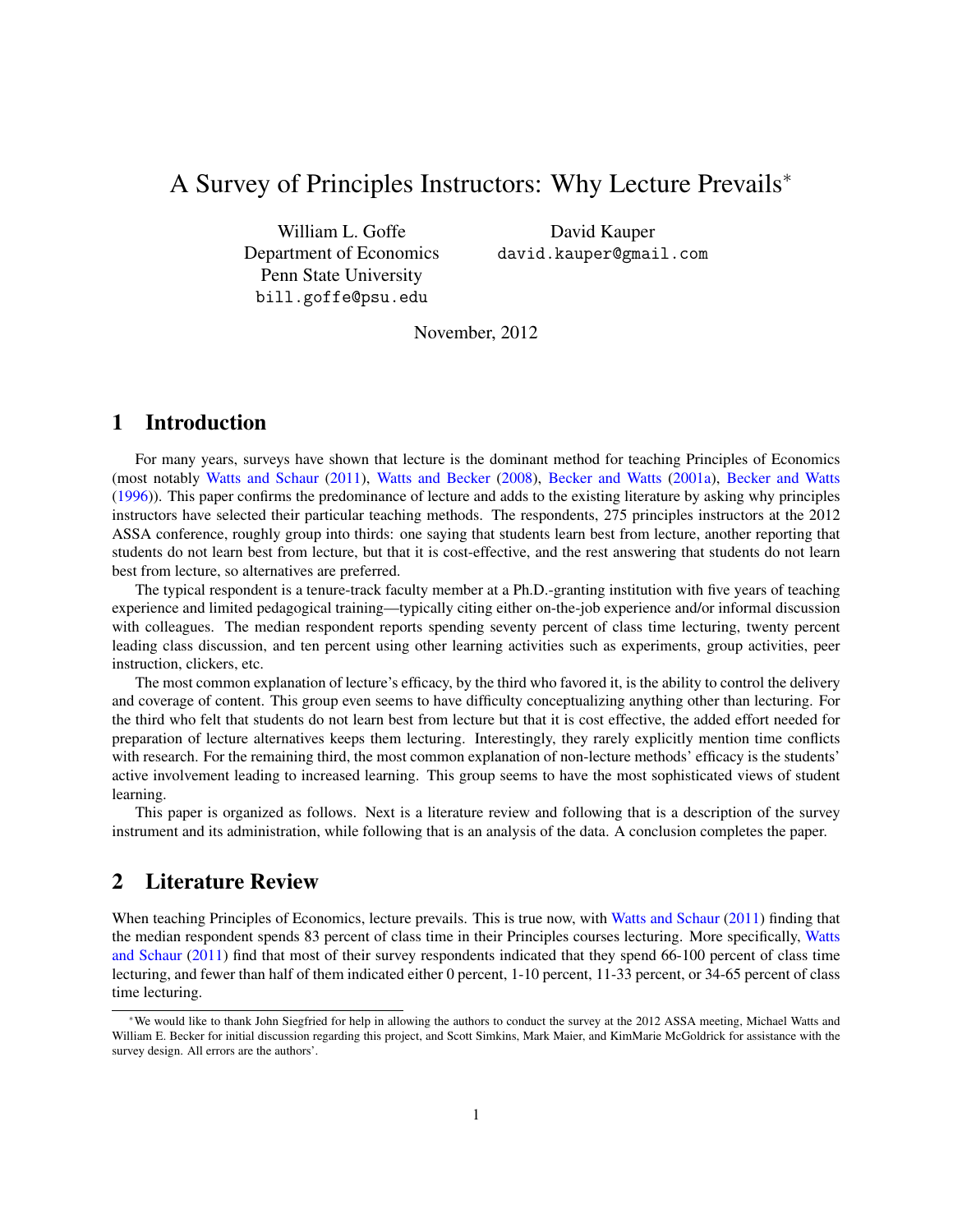# A Survey of Principles Instructors: Why Lecture Prevails*

William L. Goffe
Department of Economics
Penn State University
bill.goffe@psu.edu

David Kauper
david.kauper@gmail.com

November, 2012

## 1 Introduction

For many years, surveys have shown that lecture is the dominant method for teaching Principles of Economics (most notably Watts and Schaur (2011), Watts and Becker (2008), Becker and Watts (2001a), Becker and Watts (1996)). This paper confirms the predominance of lecture and adds to the existing literature by asking why principles instructors have selected their particular teaching methods. The respondents, 275 principles instructors at the 2012 ASSA conference, roughly group into thirds: one saying that students learn best from lecture, another reporting that students do not learn best from lecture, but that it is cost-effective, and the rest answering that students do not learn best from lecture, so alternatives are preferred.

The typical respondent is a tenure-track faculty member at a Ph.D.-granting institution with five years of teaching experience and limited pedagogical training—typically citing either on-the-job experience and/or informal discussion with colleagues. The median respondent reports spending seventy percent of class time lecturing, twenty percent leading class discussion, and ten percent using other learning activities such as experiments, group activities, peer instruction, clickers, etc.

The most common explanation of lecture's efficacy, by the third who favored it, is the ability to control the delivery and coverage of content. This group even seems to have difficulty conceptualizing anything other than lecturing. For the third who felt that students do not learn best from lecture but that it is cost effective, the added effort needed for preparation of lecture alternatives keeps them lecturing. Interestingly, they rarely explicitly mention time conflicts with research. For the remaining third, the most common explanation of non-lecture methods' efficacy is the students' active involvement leading to increased learning. This group seems to have the most sophisticated views of student learning.

This paper is organized as follows. Next is a literature review and following that is a description of the survey instrument and its administration, while following that is an analysis of the data. A conclusion completes the paper.

## 2 Literature Review

When teaching Principles of Economics, lecture prevails. This is true now, with Watts and Schaur (2011) finding that the median respondent spends 83 percent of class time in their Principles courses lecturing. More specifically, Watts and Schaur (2011) find that most of their survey respondents indicated that they spend 66-100 percent of class time lecturing, and fewer than half of them indicated either 0 percent, 1-10 percent, 11-33 percent, or 34-65 percent of class time lecturing.

*We would like to thank John Siegfried for help in allowing the authors to conduct the survey at the 2012 ASSA meeting, Michael Watts and William E. Becker for initial discussion regarding this project, and Scott Simkins, Mark Maier, and KimMarie McGoldrick for assistance with the survey design. All errors are the authors'.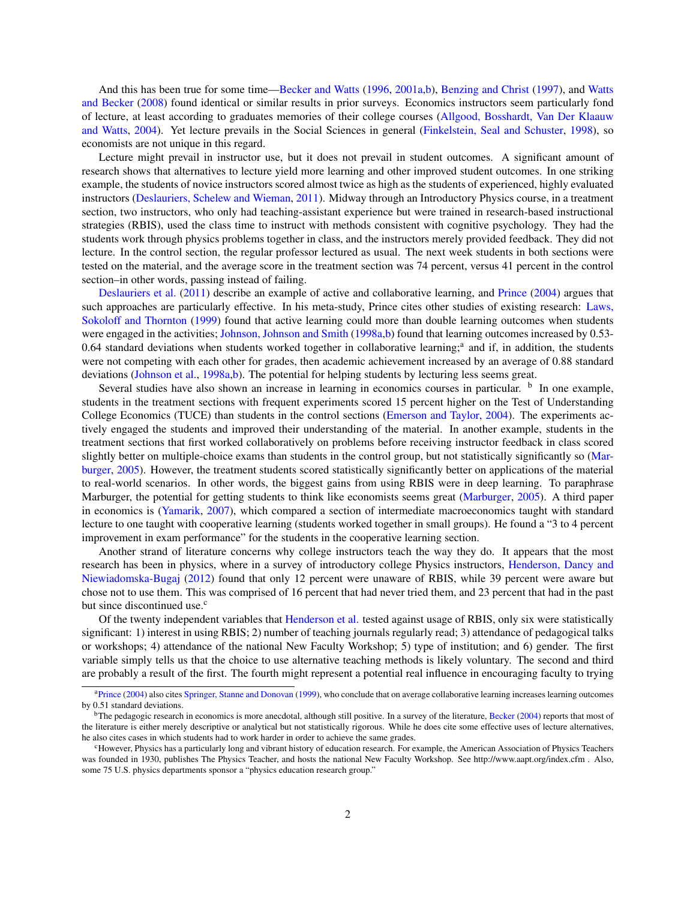And this has been true for some time—Becker and Watts (1996, 2001a,b), Benzing and Christ (1997), and Watts and Becker (2008) found identical or similar results in prior surveys. Economics instructors seem particularly fond of lecture, at least according to graduates memories of their college courses (Allgood, Bosshardt, Van Der Klaauw and Watts, 2004). Yet lecture prevails in the Social Sciences in general (Finkelstein, Seal and Schuster, 1998), so economists are not unique in this regard.

Lecture might prevail in instructor use, but it does not prevail in student outcomes. A significant amount of research shows that alternatives to lecture yield more learning and other improved student outcomes. In one striking example, the students of novice instructors scored almost twice as high as the students of experienced, highly evaluated instructors (Deslauriers, Schelew and Wieman, 2011). Midway through an Introductory Physics course, in a treatment section, two instructors, who only had teaching-assistant experience but were trained in research-based instructional strategies (RBIS), used the class time to instruct with methods consistent with cognitive psychology. They had the students work through physics problems together in class, and the instructors merely provided feedback. They did not lecture. In the control section, the regular professor lectured as usual. The next week students in both sections were tested on the material, and the average score in the treatment section was 74 percent, versus 41 percent in the control section–in other words, passing instead of failing.

Deslauriers et al. (2011) describe an example of active and collaborative learning, and Prince (2004) argues that such approaches are particularly effective. In his meta-study, Prince cites other studies of existing research: Laws, Sokoloff and Thornton (1999) found that active learning could more than double learning outcomes when students were engaged in the activities; Johnson, Johnson and Smith (1998a,b) found that learning outcomes increased by 0.53-0.64 standard deviations when students worked together in collaborative learning;[a] and if, in addition, the students were not competing with each other for grades, then academic achievement increased by an average of 0.88 standard deviations (Johnson et al., 1998a,b). The potential for helping students by lecturing less seems great.

Several studies have also shown an increase in learning in economics courses in particular. [b] In one example, students in the treatment sections with frequent experiments scored 15 percent higher on the Test of Understanding College Economics (TUCE) than students in the control sections (Emerson and Taylor, 2004). The experiments actively engaged the students and improved their understanding of the material. In another example, students in the treatment sections that first worked collaboratively on problems before receiving instructor feedback in class scored slightly better on multiple-choice exams than students in the control group, but not statistically significantly so (Marburger, 2005). However, the treatment students scored statistically significantly better on applications of the material to real-world scenarios. In other words, the biggest gains from using RBIS were in deep learning. To paraphrase Marburger, the potential for getting students to think like economists seems great (Marburger, 2005). A third paper in economics is (Yamarik, 2007), which compared a section of intermediate macroeconomics taught with standard lecture to one taught with cooperative learning (students worked together in small groups). He found a "3 to 4 percent improvement in exam performance" for the students in the cooperative learning section.

Another strand of literature concerns why college instructors teach the way they do. It appears that the most research has been in physics, where in a survey of introductory college Physics instructors, Henderson, Dancy and Niewiadomska-Bugaj (2012) found that only 12 percent were unaware of RBIS, while 39 percent were aware but chose not to use them. This was comprised of 16 percent that had never tried them, and 23 percent that had in the past but since discontinued use.[c]

Of the twenty independent variables that Henderson et al. tested against usage of RBIS, only six were statistically significant: 1) interest in using RBIS; 2) number of teaching journals regularly read; 3) attendance of pedagogical talks or workshops; 4) attendance of the national New Faculty Workshop; 5) type of institution; and 6) gender. The first variable simply tells us that the choice to use alternative teaching methods is likely voluntary. The second and third are probably a result of the first. The fourth might represent a potential real influence in encouraging faculty to trying

[a] Prince (2004) also cites Springer, Stanne and Donovan (1999), who conclude that on average collaborative learning increases learning outcomes by 0.51 standard deviations.

[b] The pedagogic research in economics is more anecdotal, although still positive. In a survey of the literature, Becker (2004) reports that most of the literature is either merely descriptive or analytical but not statistically rigorous. While he does cite some effective uses of lecture alternatives, he also cites cases in which students had to work harder in order to achieve the same grades.

[c] However, Physics has a particularly long and vibrant history of education research. For example, the American Association of Physics Teachers was founded in 1930, publishes The Physics Teacher, and hosts the national New Faculty Workshop. See http://www.aapt.org/index.cfm . Also, some 75 U.S. physics departments sponsor a "physics education research group."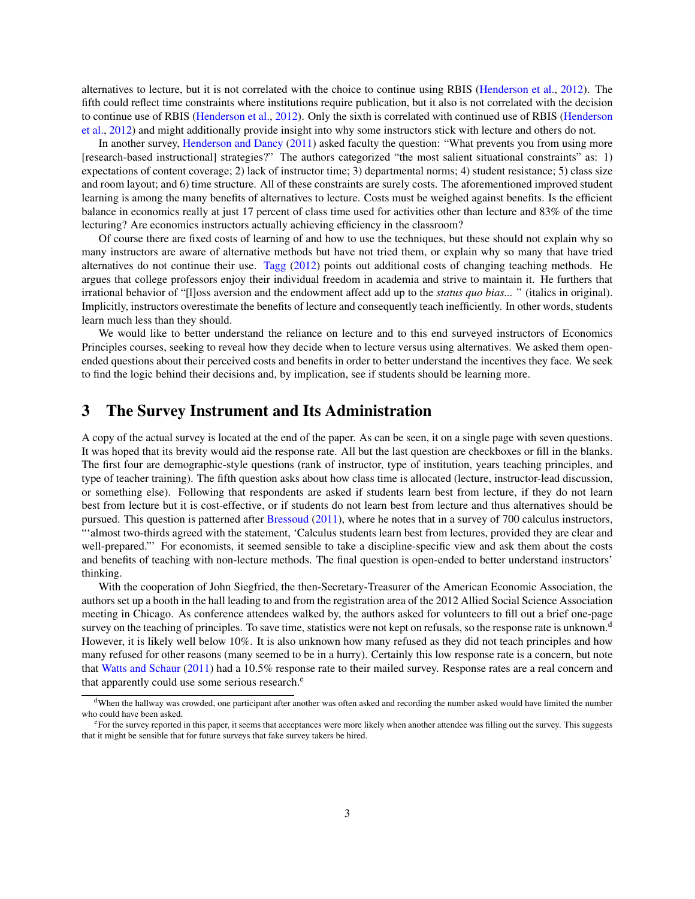alternatives to lecture, but it is not correlated with the choice to continue using RBIS (Henderson et al., 2012). The fifth could reflect time constraints where institutions require publication, but it also is not correlated with the decision to continue use of RBIS (Henderson et al., 2012). Only the sixth is correlated with continued use of RBIS (Henderson et al., 2012) and might additionally provide insight into why some instructors stick with lecture and others do not.

In another survey, Henderson and Dancy (2011) asked faculty the question: "What prevents you from using more [research-based instructional] strategies?" The authors categorized "the most salient situational constraints" as: 1) expectations of content coverage; 2) lack of instructor time; 3) departmental norms; 4) student resistance; 5) class size and room layout; and 6) time structure. All of these constraints are surely costs. The aforementioned improved student learning is among the many benefits of alternatives to lecture. Costs must be weighed against benefits. Is the efficient balance in economics really at just 17 percent of class time used for activities other than lecture and 83% of the time lecturing? Are economics instructors actually achieving efficiency in the classroom?

Of course there are fixed costs of learning of and how to use the techniques, but these should not explain why so many instructors are aware of alternative methods but have not tried them, or explain why so many that have tried alternatives do not continue their use. Tagg (2012) points out additional costs of changing teaching methods. He argues that college professors enjoy their individual freedom in academia and strive to maintain it. He furthers that irrational behavior of "[l]oss aversion and the endowment affect add up to the *status quo bias...* " (italics in original). Implicitly, instructors overestimate the benefits of lecture and consequently teach inefficiently. In other words, students learn much less than they should.

We would like to better understand the reliance on lecture and to this end surveyed instructors of Economics Principles courses, seeking to reveal how they decide when to lecture versus using alternatives. We asked them open-ended questions about their perceived costs and benefits in order to better understand the incentives they face. We seek to find the logic behind their decisions and, by implication, see if students should be learning more.

## 3 The Survey Instrument and Its Administration

A copy of the actual survey is located at the end of the paper. As can be seen, it on a single page with seven questions. It was hoped that its brevity would aid the response rate. All but the last question are checkboxes or fill in the blanks. The first four are demographic-style questions (rank of instructor, type of institution, years teaching principles, and type of teacher training). The fifth question asks about how class time is allocated (lecture, instructor-lead discussion, or something else). Following that respondents are asked if students learn best from lecture, if they do not learn best from lecture but it is cost-effective, or if students do not learn best from lecture and thus alternatives should be pursued. This question is patterned after Bressoud (2011), where he notes that in a survey of 700 calculus instructors, "'almost two-thirds agreed with the statement, 'Calculus students learn best from lectures, provided they are clear and well-prepared."' For economists, it seemed sensible to take a discipline-specific view and ask them about the costs and benefits of teaching with non-lecture methods. The final question is open-ended to better understand instructors' thinking.

With the cooperation of John Siegfried, the then-Secretary-Treasurer of the American Economic Association, the authors set up a booth in the hall leading to and from the registration area of the 2012 Allied Social Science Association meeting in Chicago. As conference attendees walked by, the authors asked for volunteers to fill out a brief one-page survey on the teaching of principles. To save time, statistics were not kept on refusals, so the response rate is unknown.[d] However, it is likely well below 10%. It is also unknown how many refused as they did not teach principles and how many refused for other reasons (many seemed to be in a hurry). Certainly this low response rate is a concern, but note that Watts and Schaur (2011) had a 10.5% response rate to their mailed survey. Response rates are a real concern and that apparently could use some serious research.[e]

[d]When the hallway was crowded, one participant after another was often asked and recording the number asked would have limited the number who could have been asked.

[e]For the survey reported in this paper, it seems that acceptances were more likely when another attendee was filling out the survey. This suggests that it might be sensible that for future surveys that fake survey takers be hired.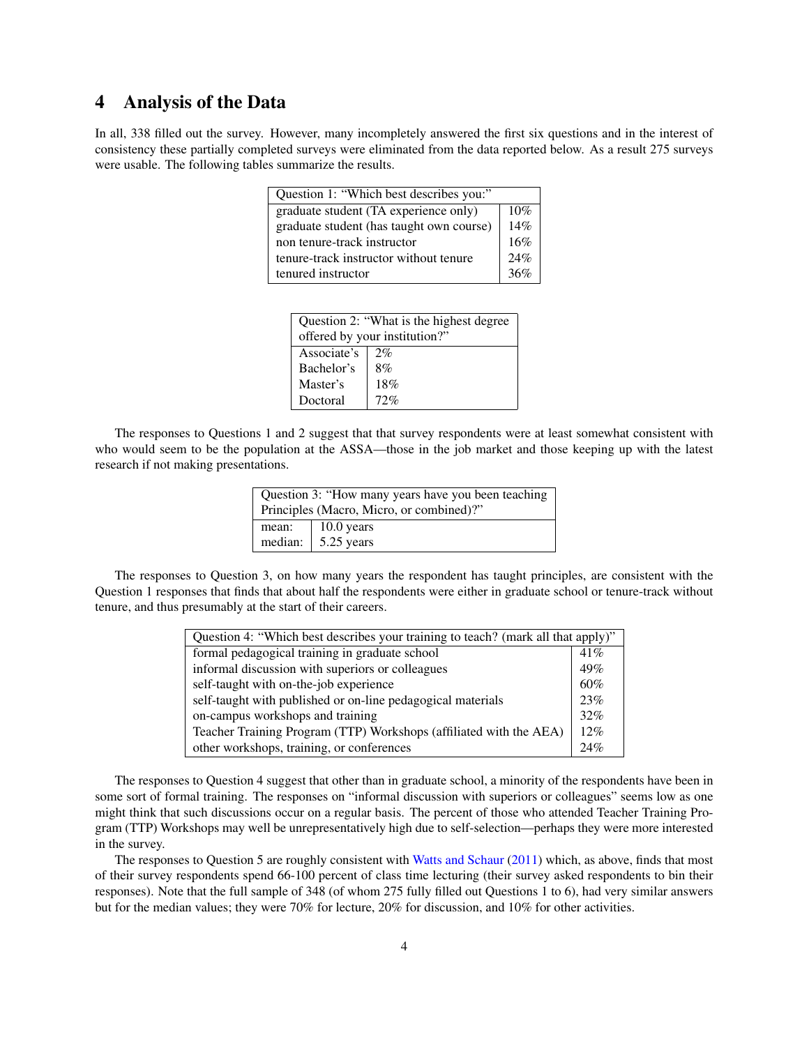# 4 Analysis of the Data

In all, 338 filled out the survey. However, many incompletely answered the first six questions and in the interest of consistency these partially completed surveys were eliminated from the data reported below. As a result 275 surveys were usable. The following tables summarize the results.

| Question 1: "Which best describes you:" | |
|---|---|
| graduate student (TA experience only) | 10% |
| graduate student (has taught own course) | 14% |
| non tenure-track instructor | 16% |
| tenure-track instructor without tenure | 24% |
| tenured instructor | 36% |

| Question 2: "What is the highest degree offered by your institution?" | |
|---|---|
| Associate's | 2% |
| Bachelor's | 8% |
| Master's | 18% |
| Doctoral | 72% |

The responses to Questions 1 and 2 suggest that that survey respondents were at least somewhat consistent with who would seem to be the population at the ASSA—those in the job market and those keeping up with the latest research if not making presentations.

| Question 3: "How many years have you been teaching Principles (Macro, Micro, or combined)?" | |
|---|---|
| mean: | 10.0 years |
| median: | 5.25 years |

The responses to Question 3, on how many years the respondent has taught principles, are consistent with the Question 1 responses that finds that about half the respondents were either in graduate school or tenure-track without tenure, and thus presumably at the start of their careers.

| Question 4: "Which best describes your training to teach? (mark all that apply)" | |
|---|---|
| formal pedagogical training in graduate school | 41% |
| informal discussion with superiors or colleagues | 49% |
| self-taught with on-the-job experience | 60% |
| self-taught with published or on-line pedagogical materials | 23% |
| on-campus workshops and training | 32% |
| Teacher Training Program (TTP) Workshops (affiliated with the AEA) | 12% |
| other workshops, training, or conferences | 24% |

The responses to Question 4 suggest that other than in graduate school, a minority of the respondents have been in some sort of formal training. The responses on "informal discussion with superiors or colleagues" seems low as one might think that such discussions occur on a regular basis. The percent of those who attended Teacher Training Program (TTP) Workshops may well be unrepresentatively high due to self-selection—perhaps they were more interested in the survey.

The responses to Question 5 are roughly consistent with Watts and Schaur (2011) which, as above, finds that most of their survey respondents spend 66-100 percent of class time lecturing (their survey asked respondents to bin their responses). Note that the full sample of 348 (of whom 275 fully filled out Questions 1 to 6), had very similar answers but for the median values; they were 70% for lecture, 20% for discussion, and 10% for other activities.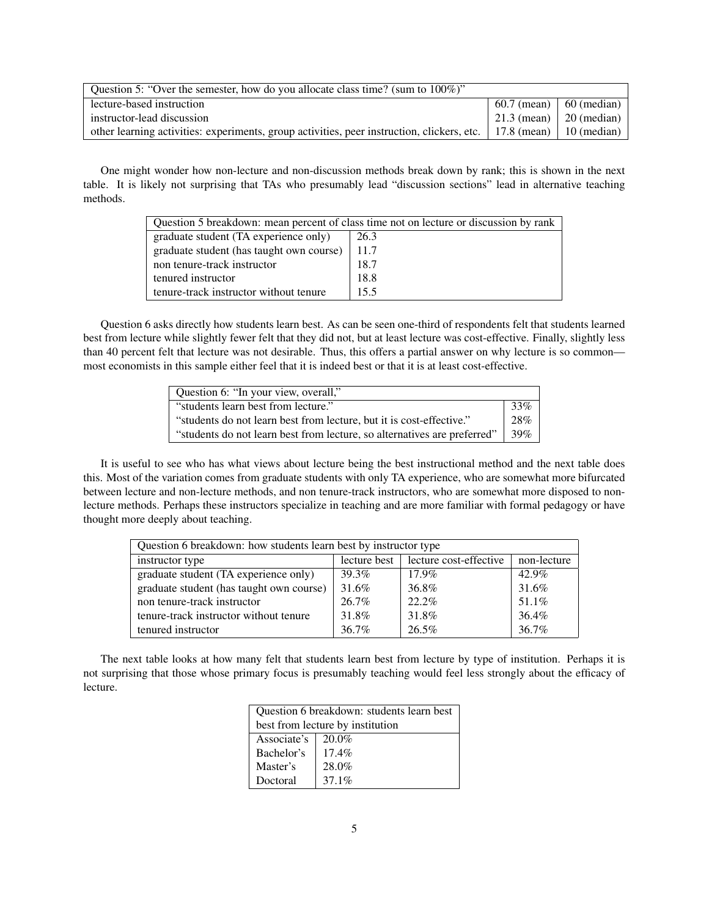| Question 5: "Over the semester, how do you allocate class time? (sum to 100%)" | | |
|---|---|---|
| lecture-based instruction | 60.7 (mean) | 60 (median) |
| instructor-lead discussion | 21.3 (mean) | 20 (median) |
| other learning activities: experiments, group activities, peer instruction, clickers, etc. | 17.8 (mean) | 10 (median) |

One might wonder how non-lecture and non-discussion methods break down by rank; this is shown in the next table. It is likely not surprising that TAs who presumably lead "discussion sections" lead in alternative teaching methods.

| Question 5 breakdown: mean percent of class time not on lecture or discussion by rank | |
|---|---|
| graduate student (TA experience only) | 26.3 |
| graduate student (has taught own course) | 11.7 |
| non tenure-track instructor | 18.7 |
| tenured instructor | 18.8 |
| tenure-track instructor without tenure | 15.5 |

Question 6 asks directly how students learn best. As can be seen one-third of respondents felt that students learned best from lecture while slightly fewer felt that they did not, but at least lecture was cost-effective. Finally, slightly less than 40 percent felt that lecture was not desirable. Thus, this offers a partial answer on why lecture is so common—most economists in this sample either feel that it is indeed best or that it is at least cost-effective.

| Question 6: "In your view, overall," | |
|---|---|
| "students learn best from lecture." | 33% |
| "students do not learn best from lecture, but it is cost-effective." | 28% |
| "students do not learn best from lecture, so alternatives are preferred" | 39% |

It is useful to see who has what views about lecture being the best instructional method and the next table does this. Most of the variation comes from graduate students with only TA experience, who are somewhat more bifurcated between lecture and non-lecture methods, and non tenure-track instructors, who are somewhat more disposed to non-lecture methods. Perhaps these instructors specialize in teaching and are more familiar with formal pedagogy or have thought more deeply about teaching.

| Question 6 breakdown: how students learn best by instructor type | | | |
|---|---|---|---|
| instructor type | lecture best | lecture cost-effective | non-lecture |
| graduate student (TA experience only) | 39.3% | 17.9% | 42.9% |
| graduate student (has taught own course) | 31.6% | 36.8% | 31.6% |
| non tenure-track instructor | 26.7% | 22.2% | 51.1% |
| tenure-track instructor without tenure | 31.8% | 31.8% | 36.4% |
| tenured instructor | 36.7% | 26.5% | 36.7% |

The next table looks at how many felt that students learn best from lecture by type of institution. Perhaps it is not surprising that those whose primary focus is presumably teaching would feel less strongly about the efficacy of lecture.

| Question 6 breakdown: students learn best best from lecture by institution | |
|---|---|
| Associate's | 20.0% |
| Bachelor's | 17.4% |
| Master's | 28.0% |
| Doctoral | 37.1% |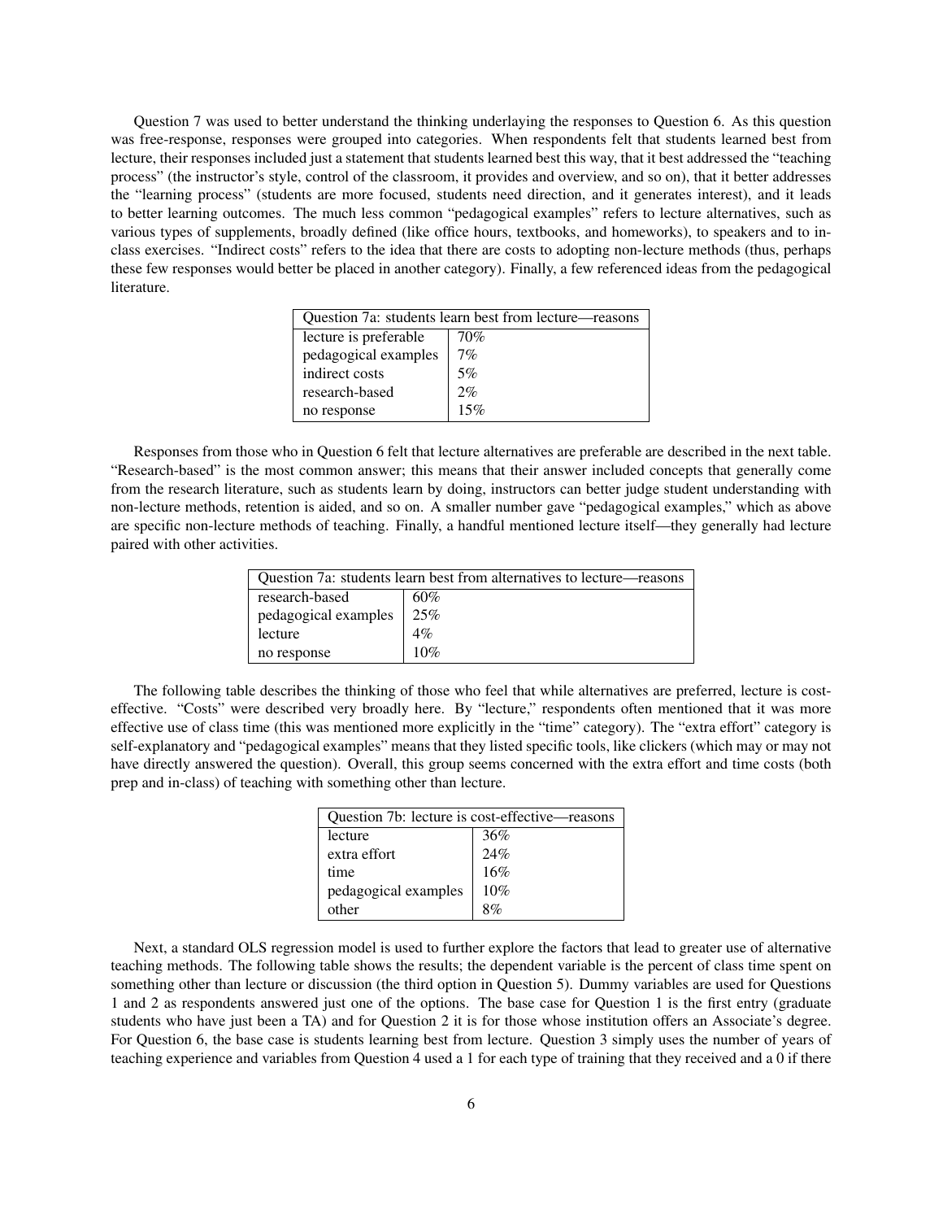Question 7 was used to better understand the thinking underlaying the responses to Question 6. As this question was free-response, responses were grouped into categories. When respondents felt that students learned best from lecture, their responses included just a statement that students learned best this way, that it best addressed the "teaching process" (the instructor's style, control of the classroom, it provides and overview, and so on), that it better addresses the "learning process" (students are more focused, students need direction, and it generates interest), and it leads to better learning outcomes. The much less common "pedagogical examples" refers to lecture alternatives, such as various types of supplements, broadly defined (like office hours, textbooks, and homeworks), to speakers and to in-class exercises. "Indirect costs" refers to the idea that there are costs to adopting non-lecture methods (thus, perhaps these few responses would better be placed in another category). Finally, a few referenced ideas from the pedagogical literature.

| Question 7a: students learn best from lecture—reasons | |
|---|---|
| lecture is preferable | 70% |
| pedagogical examples | 7% |
| indirect costs | 5% |
| research-based | 2% |
| no response | 15% |

Responses from those who in Question 6 felt that lecture alternatives are preferable are described in the next table. "Research-based" is the most common answer; this means that their answer included concepts that generally come from the research literature, such as students learn by doing, instructors can better judge student understanding with non-lecture methods, retention is aided, and so on. A smaller number gave "pedagogical examples," which as above are specific non-lecture methods of teaching. Finally, a handful mentioned lecture itself—they generally had lecture paired with other activities.

| Question 7a: students learn best from alternatives to lecture—reasons | |
|---|---|
| research-based | 60% |
| pedagogical examples | 25% |
| lecture | 4% |
| no response | 10% |

The following table describes the thinking of those who feel that while alternatives are preferred, lecture is cost-effective. "Costs" were described very broadly here. By "lecture," respondents often mentioned that it was more effective use of class time (this was mentioned more explicitly in the "time" category). The "extra effort" category is self-explanatory and "pedagogical examples" means that they listed specific tools, like clickers (which may or may not have directly answered the question). Overall, this group seems concerned with the extra effort and time costs (both prep and in-class) of teaching with something other than lecture.

| Question 7b: lecture is cost-effective—reasons | |
|---|---|
| lecture | 36% |
| extra effort | 24% |
| time | 16% |
| pedagogical examples | 10% |
| other | 8% |

Next, a standard OLS regression model is used to further explore the factors that lead to greater use of alternative teaching methods. The following table shows the results; the dependent variable is the percent of class time spent on something other than lecture or discussion (the third option in Question 5). Dummy variables are used for Questions 1 and 2 as respondents answered just one of the options. The base case for Question 1 is the first entry (graduate students who have just been a TA) and for Question 2 it is for those whose institution offers an Associate's degree. For Question 6, the base case is students learning best from lecture. Question 3 simply uses the number of years of teaching experience and variables from Question 4 used a 1 for each type of training that they received and a 0 if there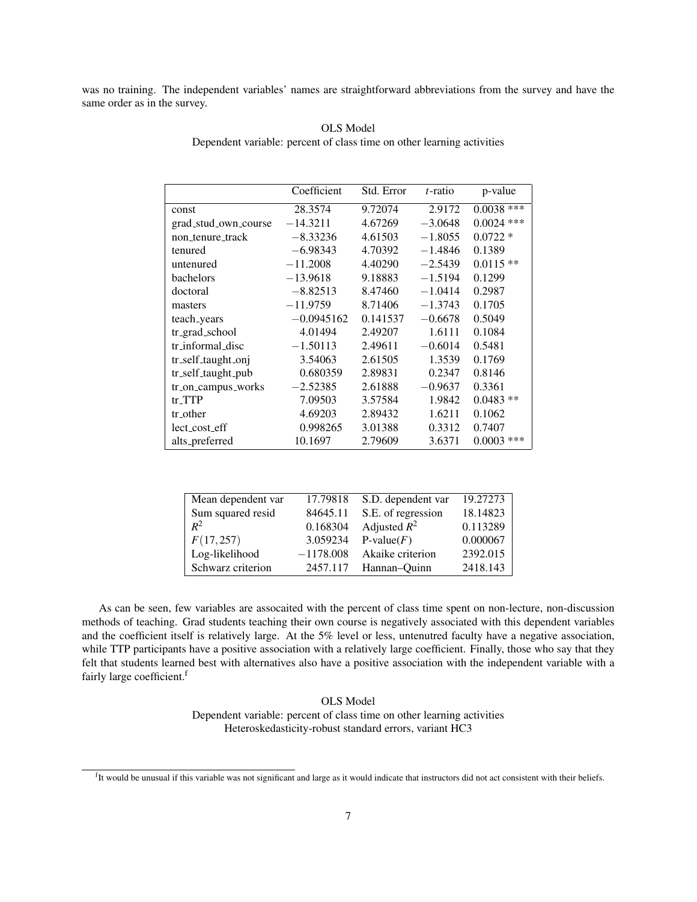was no training. The independent variables' names are straightforward abbreviations from the survey and have the same order as in the survey.

OLS Model
Dependent variable: percent of class time on other learning activities

| | Coefficient | Std. Error | $t$-ratio | p-value |
|---|---|---|---|---|
| const | 28.3574 | 9.72074 | 2.9172 | 0.0038 *** |
| grad_stud_own_course | −14.3211 | 4.67269 | −3.0648 | 0.0024 *** |
| non_tenure_track | −8.33236 | 4.61503 | −1.8055 | 0.0722 * |
| tenured | −6.98343 | 4.70392 | −1.4846 | 0.1389 |
| untenured | −11.2008 | 4.40290 | −2.5439 | 0.0115 ** |
| bachelors | −13.9618 | 9.18883 | −1.5194 | 0.1299 |
| doctoral | −8.82513 | 8.47460 | −1.0414 | 0.2987 |
| masters | −11.9759 | 8.71406 | −1.3743 | 0.1705 |
| teach_years | −0.0945162 | 0.141537 | −0.6678 | 0.5049 |
| tr_grad_school | 4.01494 | 2.49207 | 1.6111 | 0.1084 |
| tr_informal_disc | −1.50113 | 2.49611 | −0.6014 | 0.5481 |
| tr_self_taught_onj | 3.54063 | 2.61505 | 1.3539 | 0.1769 |
| tr_self_taught_pub | 0.680359 | 2.89831 | 0.2347 | 0.8146 |
| tr_on_campus_works | −2.52385 | 2.61888 | −0.9637 | 0.3361 |
| tr_TTP | 7.09503 | 3.57584 | 1.9842 | 0.0483 ** |
| tr_other | 4.69203 | 2.89432 | 1.6211 | 0.1062 |
| lect_cost_eff | 0.998265 | 3.01388 | 0.3312 | 0.7407 |
| alts_preferred | 10.1697 | 2.79609 | 3.6371 | 0.0003 *** |

| | | | |
|---|---|---|---|
| Mean dependent var | 17.79818 | S.D. dependent var | 19.27273 |
| Sum squared resid | 84645.11 | S.E. of regression | 18.14823 |
| $R^2$ | 0.168304 | Adjusted $R^2$ | 0.113289 |
| $F(17, 257)$ | 3.059234 | P-value($F$) | 0.000067 |
| Log-likelihood | −1178.008 | Akaike criterion | 2392.015 |
| Schwarz criterion | 2457.117 | Hannan–Quinn | 2418.143 |

As can be seen, few variables are assocaited with the percent of class time spent on non-lecture, non-discussion methods of teaching. Grad students teaching their own course is negatively associated with this dependent variables and the coefficient itself is relatively large. At the 5% level or less, untenutred faculty have a negative association, while TTP participants have a positive association with a relatively large coefficient. Finally, those who say that they felt that students learned best with alternatives also have a positive association with the independent variable with a fairly large coefficient.[f]

OLS Model
Dependent variable: percent of class time on other learning activities
Heteroskedasticity-robust standard errors, variant HC3

[f]It would be unusual if this variable was not significant and large as it would indicate that instructors did not act consistent with their beliefs.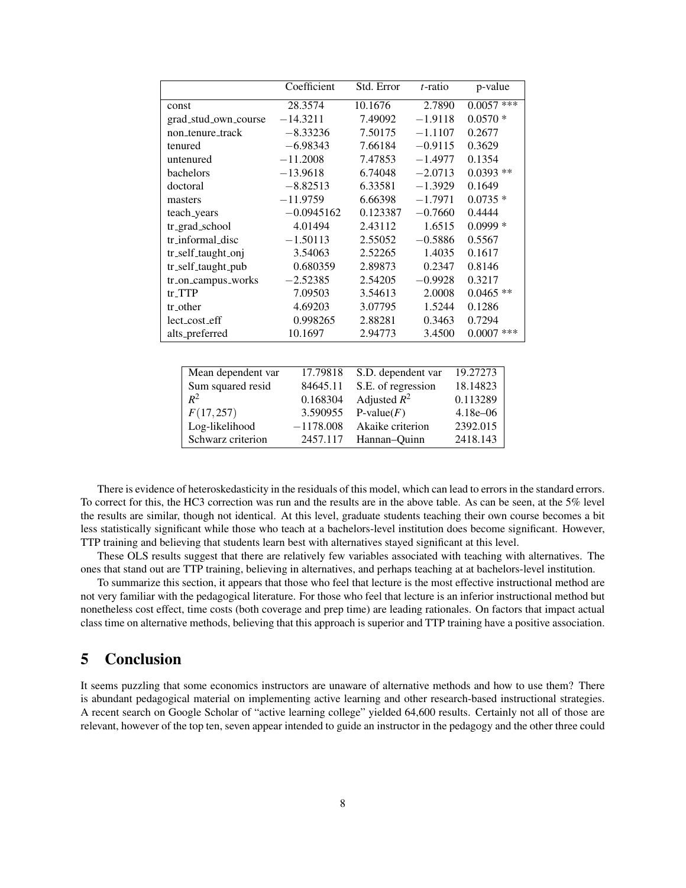| | Coefficient | Std. Error | $t$-ratio | p-value |
|---|---|---|---|---|
| const | 28.3574 | 10.1676 | 2.7890 | 0.0057 *** |
| grad_stud_own_course | −14.3211 | 7.49092 | −1.9118 | 0.0570 * |
| non_tenure_track | −8.33236 | 7.50175 | −1.1107 | 0.2677 |
| tenured | −6.98343 | 7.66184 | −0.9115 | 0.3629 |
| untenured | −11.2008 | 7.47853 | −1.4977 | 0.1354 |
| bachelors | −13.9618 | 6.74048 | −2.0713 | 0.0393 ** |
| doctoral | −8.82513 | 6.33581 | −1.3929 | 0.1649 |
| masters | −11.9759 | 6.66398 | −1.7971 | 0.0735 * |
| teach_years | −0.0945162 | 0.123387 | −0.7660 | 0.4444 |
| tr_grad_school | 4.01494 | 2.43112 | 1.6515 | 0.0999 * |
| tr_informal_disc | −1.50113 | 2.55052 | −0.5886 | 0.5567 |
| tr_self_taught_onj | 3.54063 | 2.52265 | 1.4035 | 0.1617 |
| tr_self_taught_pub | 0.680359 | 2.89873 | 0.2347 | 0.8146 |
| tr_on_campus_works | −2.52385 | 2.54205 | −0.9928 | 0.3217 |
| tr_TTP | 7.09503 | 3.54613 | 2.0008 | 0.0465 ** |
| tr_other | 4.69203 | 3.07795 | 1.5244 | 0.1286 |
| lect_cost_eff | 0.998265 | 2.88281 | 0.3463 | 0.7294 |
| alts_preferred | 10.1697 | 2.94773 | 3.4500 | 0.0007 *** |

| | | | |
|---|---|---|---|
| Mean dependent var | 17.79818 | S.D. dependent var | 19.27273 |
| Sum squared resid | 84645.11 | S.E. of regression | 18.14823 |
| $R^2$ | 0.168304 | Adjusted $R^2$ | 0.113289 |
| $F(17, 257)$ | 3.590955 | P-value($F$) | 4.18e–06 |
| Log-likelihood | −1178.008 | Akaike criterion | 2392.015 |
| Schwarz criterion | 2457.117 | Hannan–Quinn | 2418.143 |

There is evidence of heteroskedasticity in the residuals of this model, which can lead to errors in the standard errors. To correct for this, the HC3 correction was run and the results are in the above table. As can be seen, at the 5% level the results are similar, though not identical. At this level, graduate students teaching their own course becomes a bit less statistically significant while those who teach at a bachelors-level institution does become significant. However, TTP training and believing that students learn best with alternatives stayed significant at this level.

These OLS results suggest that there are relatively few variables associated with teaching with alternatives. The ones that stand out are TTP training, believing in alternatives, and perhaps teaching at at bachelors-level institution.

To summarize this section, it appears that those who feel that lecture is the most effective instructional method are not very familiar with the pedagogical literature. For those who feel that lecture is an inferior instructional method but nonetheless cost effect, time costs (both coverage and prep time) are leading rationales. On factors that impact actual class time on alternative methods, believing that this approach is superior and TTP training have a positive association.

# 5 Conclusion

It seems puzzling that some economics instructors are unaware of alternative methods and how to use them? There is abundant pedagogical material on implementing active learning and other research-based instructional strategies. A recent search on Google Scholar of "active learning college" yielded 64,600 results. Certainly not all of those are relevant, however of the top ten, seven appear intended to guide an instructor in the pedagogy and the other three could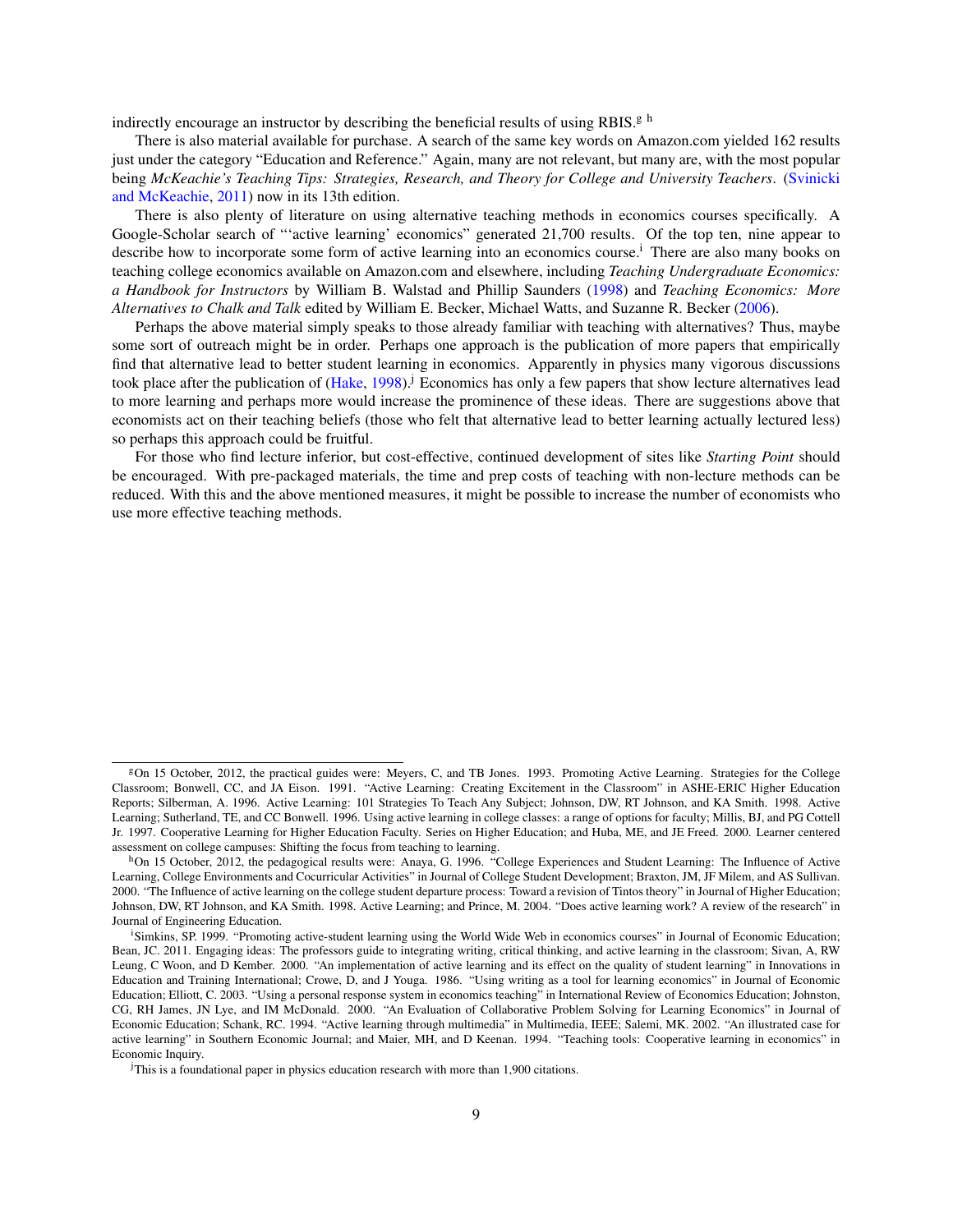indirectly encourage an instructor by describing the beneficial results of using RBIS.[g] [h]

There is also material available for purchase. A search of the same key words on Amazon.com yielded 162 results just under the category "Education and Reference." Again, many are not relevant, but many are, with the most popular being *McKeachie's Teaching Tips: Strategies, Research, and Theory for College and University Teachers*. (Svinicki and McKeachie, 2011) now in its 13th edition.

There is also plenty of literature on using alternative teaching methods in economics courses specifically. A Google-Scholar search of "'active learning' economics" generated 21,700 results. Of the top ten, nine appear to describe how to incorporate some form of active learning into an economics course.[i] There are also many books on teaching college economics available on Amazon.com and elsewhere, including *Teaching Undergraduate Economics: a Handbook for Instructors* by William B. Walstad and Phillip Saunders (1998) and *Teaching Economics: More Alternatives to Chalk and Talk* edited by William E. Becker, Michael Watts, and Suzanne R. Becker (2006).

Perhaps the above material simply speaks to those already familiar with teaching with alternatives? Thus, maybe some sort of outreach might be in order. Perhaps one approach is the publication of more papers that empirically find that alternative lead to better student learning in economics. Apparently in physics many vigorous discussions took place after the publication of (Hake, 1998).[j] Economics has only a few papers that show lecture alternatives lead to more learning and perhaps more would increase the prominence of these ideas. There are suggestions above that economists act on their teaching beliefs (those who felt that alternative lead to better learning actually lectured less) so perhaps this approach could be fruitful.

For those who find lecture inferior, but cost-effective, continued development of sites like *Starting Point* should be encouraged. With pre-packaged materials, the time and prep costs of teaching with non-lecture methods can be reduced. With this and the above mentioned measures, it might be possible to increase the number of economists who use more effective teaching methods.

---

[g] On 15 October, 2012, the practical guides were: Meyers, C, and TB Jones. 1993. Promoting Active Learning. Strategies for the College Classroom; Bonwell, CC, and JA Eison. 1991. "Active Learning: Creating Excitement in the Classroom" in ASHE-ERIC Higher Education Reports; Silberman, A. 1996. Active Learning: 101 Strategies To Teach Any Subject; Johnson, DW, RT Johnson, and KA Smith. 1998. Active Learning; Sutherland, TE, and CC Bonwell. 1996. Using active learning in college classes: a range of options for faculty; Millis, BJ, and PG Cottell Jr. 1997. Cooperative Learning for Higher Education Faculty. Series on Higher Education; and Huba, ME, and JE Freed. 2000. Learner centered assessment on college campuses: Shifting the focus from teaching to learning.

[h] On 15 October, 2012, the pedagogical results were: Anaya, G. 1996. "College Experiences and Student Learning: The Influence of Active Learning, College Environments and Cocurricular Activities" in Journal of College Student Development; Braxton, JM, JF Milem, and AS Sullivan. 2000. "The Influence of active learning on the college student departure process: Toward a revision of Tintos theory" in Journal of Higher Education; Johnson, DW, RT Johnson, and KA Smith. 1998. Active Learning; and Prince, M. 2004. "Does active learning work? A review of the research" in Journal of Engineering Education.

[i] Simkins, SP. 1999. "Promoting active-student learning using the World Wide Web in economics courses" in Journal of Economic Education; Bean, JC. 2011. Engaging ideas: The professors guide to integrating writing, critical thinking, and active learning in the classroom; Sivan, A, RW Leung, C Woon, and D Kember. 2000. "An implementation of active learning and its effect on the quality of student learning" in Innovations in Education and Training International; Crowe, D, and J Youga. 1986. "Using writing as a tool for learning economics" in Journal of Economic Education; Elliott, C. 2003. "Using a personal response system in economics teaching" in International Review of Economics Education; Johnston, CG, RH James, JN Lye, and IM McDonald. 2000. "An Evaluation of Collaborative Problem Solving for Learning Economics" in Journal of Economic Education; Schank, RC. 1994. "Active learning through multimedia" in Multimedia, IEEE; Salemi, MK. 2002. "An illustrated case for active learning" in Southern Economic Journal; and Maier, MH, and D Keenan. 1994. "Teaching tools: Cooperative learning in economics" in Economic Inquiry.

[j] This is a foundational paper in physics education research with more than 1,900 citations.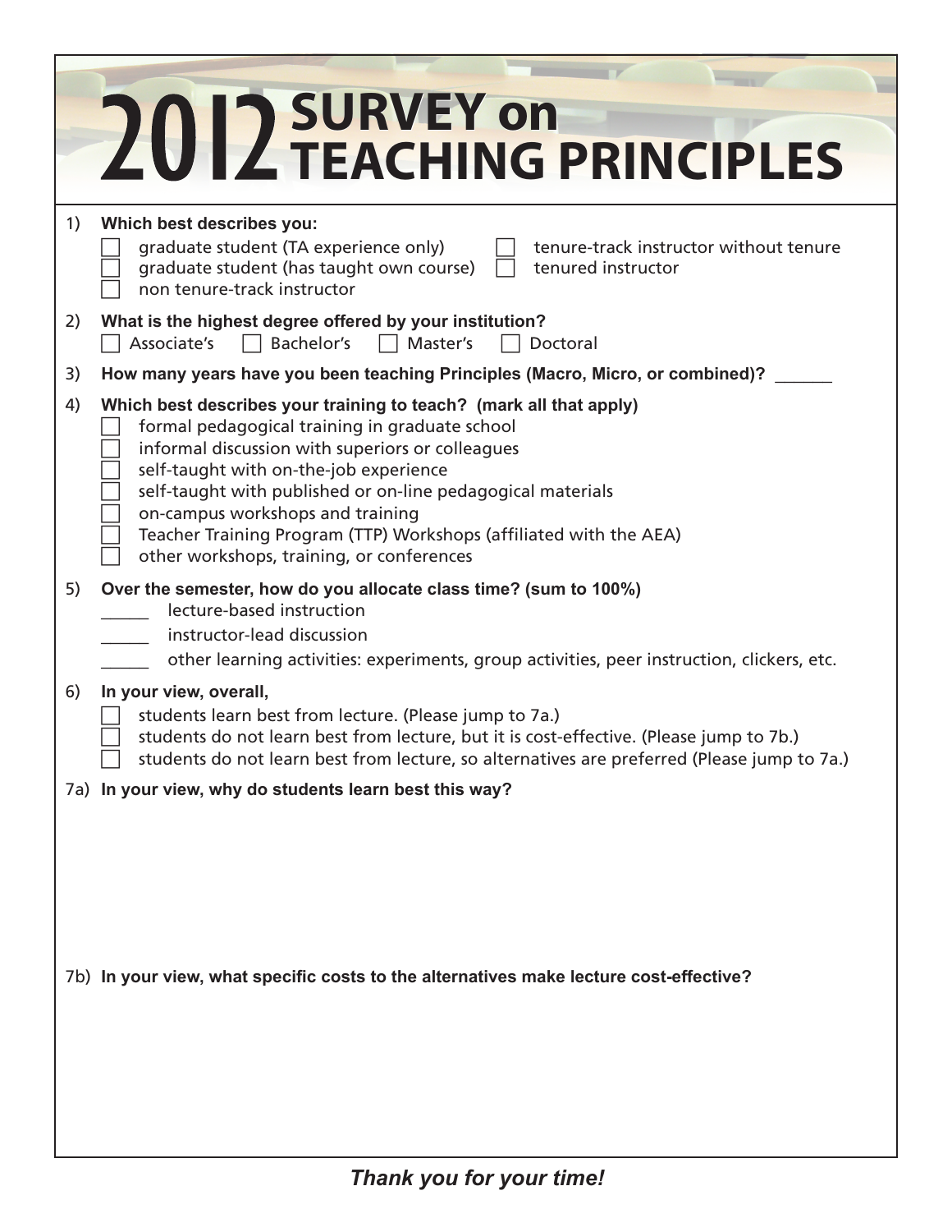# 2012 SURVEY on TEACHING PRINCIPLES

1) **Which best describes you:**
   - ☐ graduate student (TA experience only)
   - ☐ graduate student (has taught own course)
   - ☐ non tenure-track instructor
   - ☐ tenure-track instructor without tenure
   - ☐ tenured instructor

2) **What is the highest degree offered by your institution?**
   ☐ Associate's ☐ Bachelor's ☐ Master's ☐ Doctoral

3) **How many years have you been teaching Principles (Macro, Micro, or combined)?** ______

4) **Which best describes your training to teach? (mark all that apply)**
   - ☐ formal pedagogical training in graduate school
   - ☐ informal discussion with superiors or colleagues
   - ☐ self-taught with on-the-job experience
   - ☐ self-taught with published or on-line pedagogical materials
   - ☐ on-campus workshops and training
   - ☐ Teacher Training Program (TTP) Workshops (affiliated with the AEA)
   - ☐ other workshops, training, or conferences

5) **Over the semester, how do you allocate class time? (sum to 100%)**
   - ______ lecture-based instruction
   - ______ instructor-lead discussion
   - ______ other learning activities: experiments, group activities, peer instruction, clickers, etc.

6) **In your view, overall,**
   - ☐ students learn best from lecture. (Please jump to 7a.)
   - ☐ students do not learn best from lecture, but it is cost-effective. (Please jump to 7b.)
   - ☐ students do not learn best from lecture, so alternatives are preferred (Please jump to 7a.)

7a) **In your view, why do students learn best this way?**

7b) **In your view, what specific costs to the alternatives make lecture cost-effective?**

***Thank you for your time!***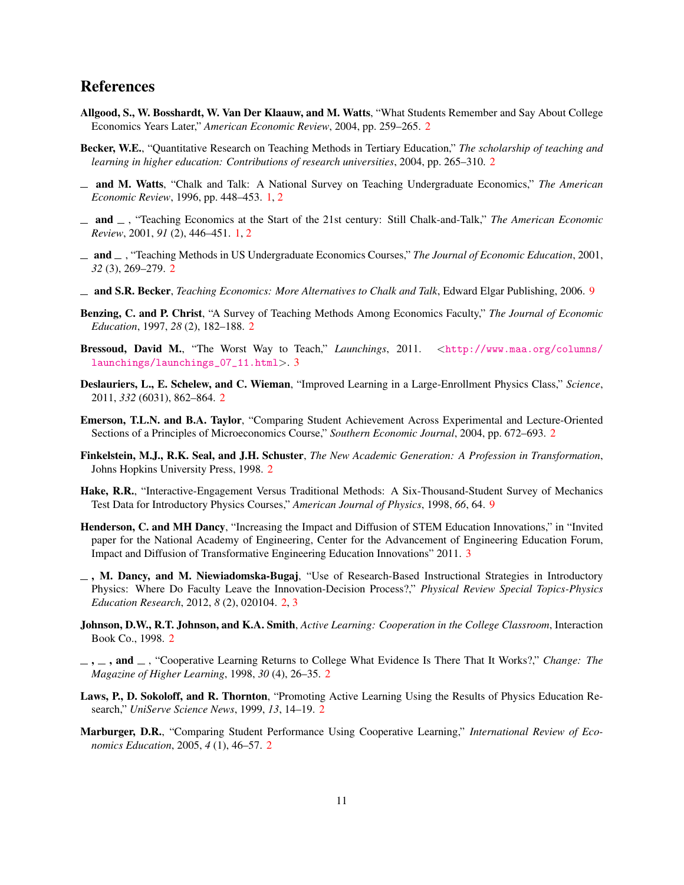# References

**Allgood, S., W. Bosshardt, W. Van Der Klaauw, and M. Watts**, "What Students Remember and Say About College Economics Years Later," *American Economic Review*, 2004, pp. 259–265. 2

**Becker, W.E.**, "Quantitative Research on Teaching Methods in Tertiary Education," *The scholarship of teaching and learning in higher education: Contributions of research universities*, 2004, pp. 265–310. 2

**\_ and M. Watts**, "Chalk and Talk: A National Survey on Teaching Undergraduate Economics," *The American Economic Review*, 1996, pp. 448–453. 1, 2

**\_ and \_** , "Teaching Economics at the Start of the 21st century: Still Chalk-and-Talk," *The American Economic Review*, 2001, *91* (2), 446–451. 1, 2

**\_ and \_** , "Teaching Methods in US Undergraduate Economics Courses," *The Journal of Economic Education*, 2001, *32* (3), 269–279. 2

**\_ and S.R. Becker**, *Teaching Economics: More Alternatives to Chalk and Talk*, Edward Elgar Publishing, 2006. 9

**Benzing, C. and P. Christ**, "A Survey of Teaching Methods Among Economics Faculty," *The Journal of Economic Education*, 1997, *28* (2), 182–188. 2

**Bressoud, David M.**, "The Worst Way to Teach," *Launchings*, 2011. <http://www.maa.org/columns/launchings/launchings_07_11.html>. 3

**Deslauriers, L., E. Schelew, and C. Wieman**, "Improved Learning in a Large-Enrollment Physics Class," *Science*, 2011, *332* (6031), 862–864. 2

**Emerson, T.L.N. and B.A. Taylor**, "Comparing Student Achievement Across Experimental and Lecture-Oriented Sections of a Principles of Microeconomics Course," *Southern Economic Journal*, 2004, pp. 672–693. 2

**Finkelstein, M.J., R.K. Seal, and J.H. Schuster**, *The New Academic Generation: A Profession in Transformation*, Johns Hopkins University Press, 1998. 2

**Hake, R.R.**, "Interactive-Engagement Versus Traditional Methods: A Six-Thousand-Student Survey of Mechanics Test Data for Introductory Physics Courses," *American Journal of Physics*, 1998, *66*, 64. 9

**Henderson, C. and MH Dancy**, "Increasing the Impact and Diffusion of STEM Education Innovations," in "Invited paper for the National Academy of Engineering, Center for the Advancement of Engineering Education Forum, Impact and Diffusion of Transformative Engineering Education Innovations" 2011. 3

**\_ , M. Dancy, and M. Niewiadomska-Bugaj**, "Use of Research-Based Instructional Strategies in Introductory Physics: Where Do Faculty Leave the Innovation-Decision Process?," *Physical Review Special Topics-Physics Education Research*, 2012, *8* (2), 020104. 2, 3

**Johnson, D.W., R.T. Johnson, and K.A. Smith**, *Active Learning: Cooperation in the College Classroom*, Interaction Book Co., 1998. 2

**\_ , \_ , and \_** , "Cooperative Learning Returns to College What Evidence Is There That It Works?," *Change: The Magazine of Higher Learning*, 1998, *30* (4), 26–35. 2

**Laws, P., D. Sokoloff, and R. Thornton**, "Promoting Active Learning Using the Results of Physics Education Research," *UniServe Science News*, 1999, *13*, 14–19. 2

**Marburger, D.R.**, "Comparing Student Performance Using Cooperative Learning," *International Review of Economics Education*, 2005, *4* (1), 46–57. 2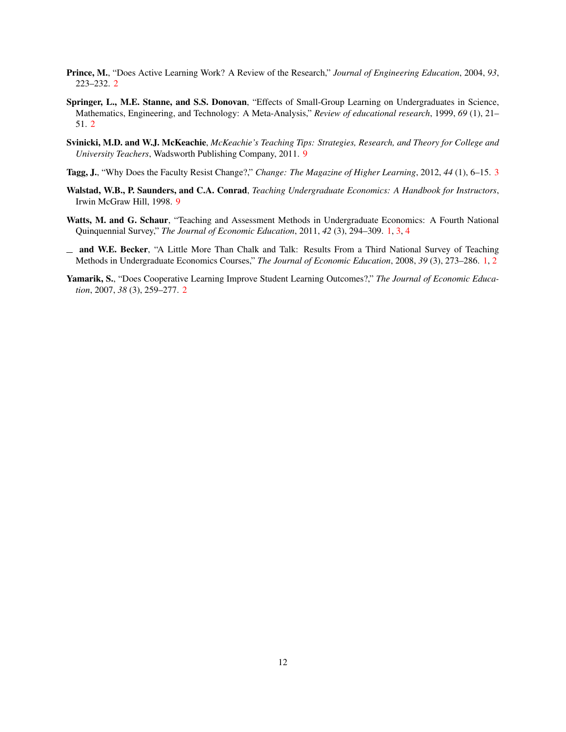**Prince, M.**, "Does Active Learning Work? A Review of the Research," *Journal of Engineering Education*, 2004, *93*, 223–232. 2

**Springer, L., M.E. Stanne, and S.S. Donovan**, "Effects of Small-Group Learning on Undergraduates in Science, Mathematics, Engineering, and Technology: A Meta-Analysis," *Review of educational research*, 1999, *69* (1), 21–51. 2

**Svinicki, M.D. and W.J. McKeachie**, *McKeachie's Teaching Tips: Strategies, Research, and Theory for College and University Teachers*, Wadsworth Publishing Company, 2011. 9

**Tagg, J.**, "Why Does the Faculty Resist Change?," *Change: The Magazine of Higher Learning*, 2012, *44* (1), 6–15. 3

**Walstad, W.B., P. Saunders, and C.A. Conrad**, *Teaching Undergraduate Economics: A Handbook for Instructors*, Irwin McGraw Hill, 1998. 9

**Watts, M. and G. Schaur**, "Teaching and Assessment Methods in Undergraduate Economics: A Fourth National Quinquennial Survey," *The Journal of Economic Education*, 2011, *42* (3), 294–309. 1, 3, 4

__ **and W.E. Becker**, "A Little More Than Chalk and Talk: Results From a Third National Survey of Teaching Methods in Undergraduate Economics Courses," *The Journal of Economic Education*, 2008, *39* (3), 273–286. 1, 2

**Yamarik, S.**, "Does Cooperative Learning Improve Student Learning Outcomes?," *The Journal of Economic Education*, 2007, *38* (3), 259–277. 2